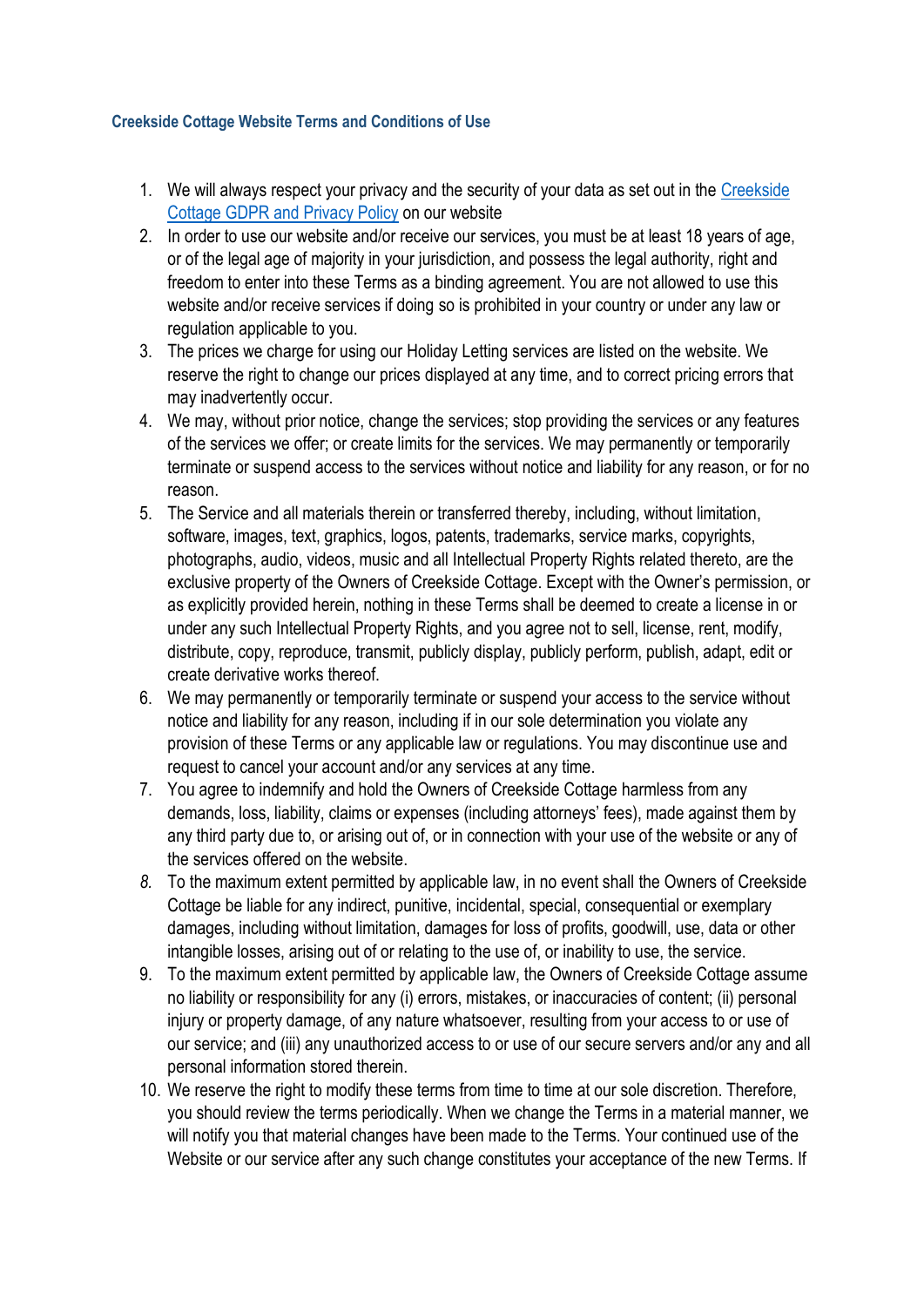### Creekside Cottage Website Terms and Conditions of Use

1. We will always respect your privacy and the security of your data as set out in the [Creekside Cottage GDPR and Privacy Policy]() on our website
2. In order to use our website and/or receive our services, you must be at least 18 years of age, or of the legal age of majority in your jurisdiction, and possess the legal authority, right and freedom to enter into these Terms as a binding agreement. You are not allowed to use this website and/or receive services if doing so is prohibited in your country or under any law or regulation applicable to you.
3. The prices we charge for using our Holiday Letting services are listed on the website. We reserve the right to change our prices displayed at any time, and to correct pricing errors that may inadvertently occur.
4. We may, without prior notice, change the services; stop providing the services or any features of the services we offer; or create limits for the services. We may permanently or temporarily terminate or suspend access to the services without notice and liability for any reason, or for no reason.
5. The Service and all materials therein or transferred thereby, including, without limitation, software, images, text, graphics, logos, patents, trademarks, service marks, copyrights, photographs, audio, videos, music and all Intellectual Property Rights related thereto, are the exclusive property of the Owners of Creekside Cottage. Except with the Owner's permission, or as explicitly provided herein, nothing in these Terms shall be deemed to create a license in or under any such Intellectual Property Rights, and you agree not to sell, license, rent, modify, distribute, copy, reproduce, transmit, publicly display, publicly perform, publish, adapt, edit or create derivative works thereof.
6. We may permanently or temporarily terminate or suspend your access to the service without notice and liability for any reason, including if in our sole determination you violate any provision of these Terms or any applicable law or regulations. You may discontinue use and request to cancel your account and/or any services at any time.
7. You agree to indemnify and hold the Owners of Creekside Cottage harmless from any demands, loss, liability, claims or expenses (including attorneys' fees), made against them by any third party due to, or arising out of, or in connection with your use of the website or any of the services offered on the website.
8. To the maximum extent permitted by applicable law, in no event shall the Owners of Creekside Cottage be liable for any indirect, punitive, incidental, special, consequential or exemplary damages, including without limitation, damages for loss of profits, goodwill, use, data or other intangible losses, arising out of or relating to the use of, or inability to use, the service.
9. To the maximum extent permitted by applicable law, the Owners of Creekside Cottage assume no liability or responsibility for any (i) errors, mistakes, or inaccuracies of content; (ii) personal injury or property damage, of any nature whatsoever, resulting from your access to or use of our service; and (iii) any unauthorized access to or use of our secure servers and/or any and all personal information stored therein.
10. We reserve the right to modify these terms from time to time at our sole discretion. Therefore, you should review the terms periodically. When we change the Terms in a material manner, we will notify you that material changes have been made to the Terms. Your continued use of the Website or our service after any such change constitutes your acceptance of the new Terms. If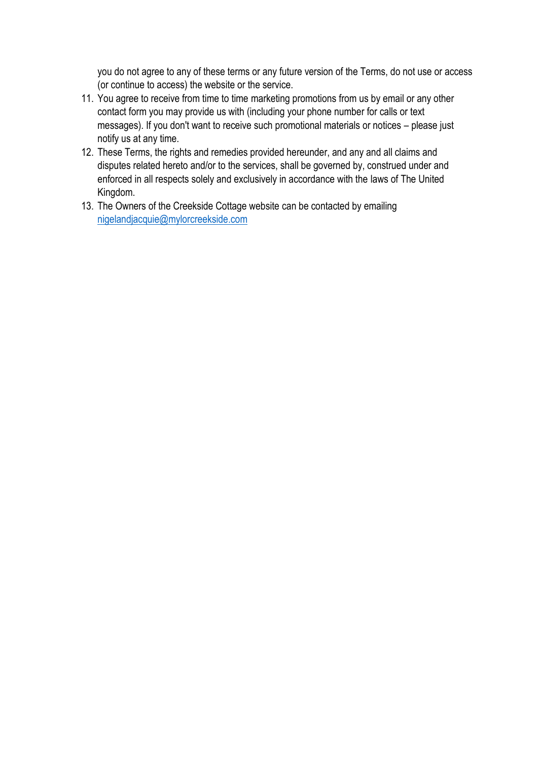you do not agree to any of these terms or any future version of the Terms, do not use or access (or continue to access) the website or the service.

11. You agree to receive from time to time marketing promotions from us by email or any other contact form you may provide us with (including your phone number for calls or text messages). If you don't want to receive such promotional materials or notices – please just notify us at any time.
12. These Terms, the rights and remedies provided hereunder, and any and all claims and disputes related hereto and/or to the services, shall be governed by, construed under and enforced in all respects solely and exclusively in accordance with the laws of The United Kingdom.
13. The Owners of the Creekside Cottage website can be contacted by emailing nigelandjacquie@mylorcreekside.com